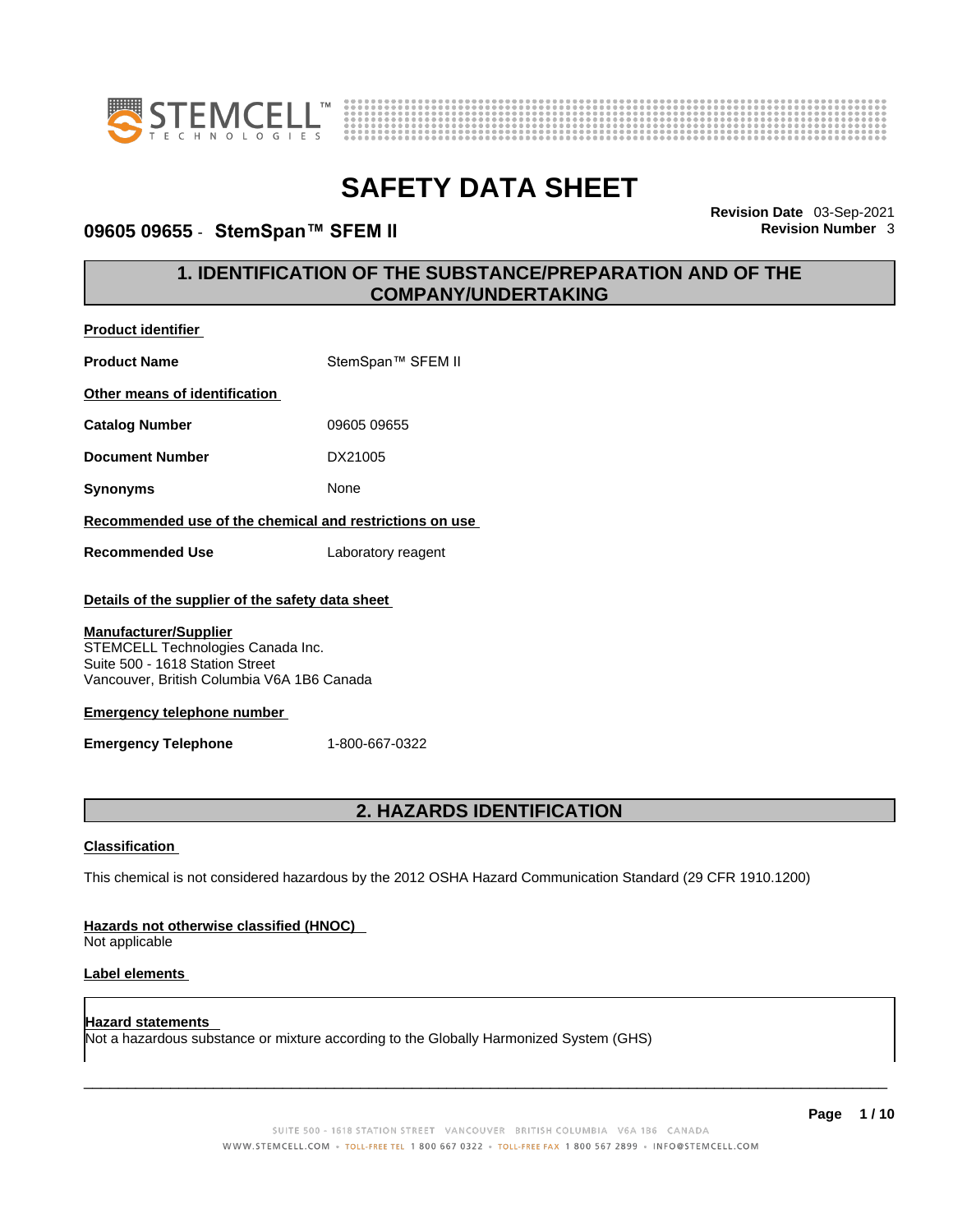# SAFETY DATA SHEET

**09605 09655 - StemSpan™ SFEM II**

**Revision Date** 03-Sep-2021
**Revision Number** 3

## 1. IDENTIFICATION OF THE SUBSTANCE/PREPARATION AND OF THE COMPANY/UNDERTAKING

**Product identifier**

| | |
|---|---|
| **Product Name** | StemSpan™ SFEM II |

**Other means of identification**

| | |
|---|---|
| **Catalog Number** | 09605 09655 |
| **Document Number** | DX21005 |
| **Synonyms** | None |

**Recommended use of the chemical and restrictions on use**

| | |
|---|---|
| **Recommended Use** | Laboratory reagent |

**Details of the supplier of the safety data sheet**

**Manufacturer/Supplier**
STEMCELL Technologies Canada Inc.
Suite 500 - 1618 Station Street
Vancouver, British Columbia V6A 1B6 Canada

**Emergency telephone number**

| | |
|---|---|
| **Emergency Telephone** | 1-800-667-0322 |

## 2. HAZARDS IDENTIFICATION

**Classification**

This chemical is not considered hazardous by the 2012 OSHA Hazard Communication Standard (29 CFR 1910.1200)

**Hazards not otherwise classified (HNOC)**
Not applicable

**Label elements**

**Hazard statements**
Not a hazardous substance or mixture according to the Globally Harmonized System (GHS)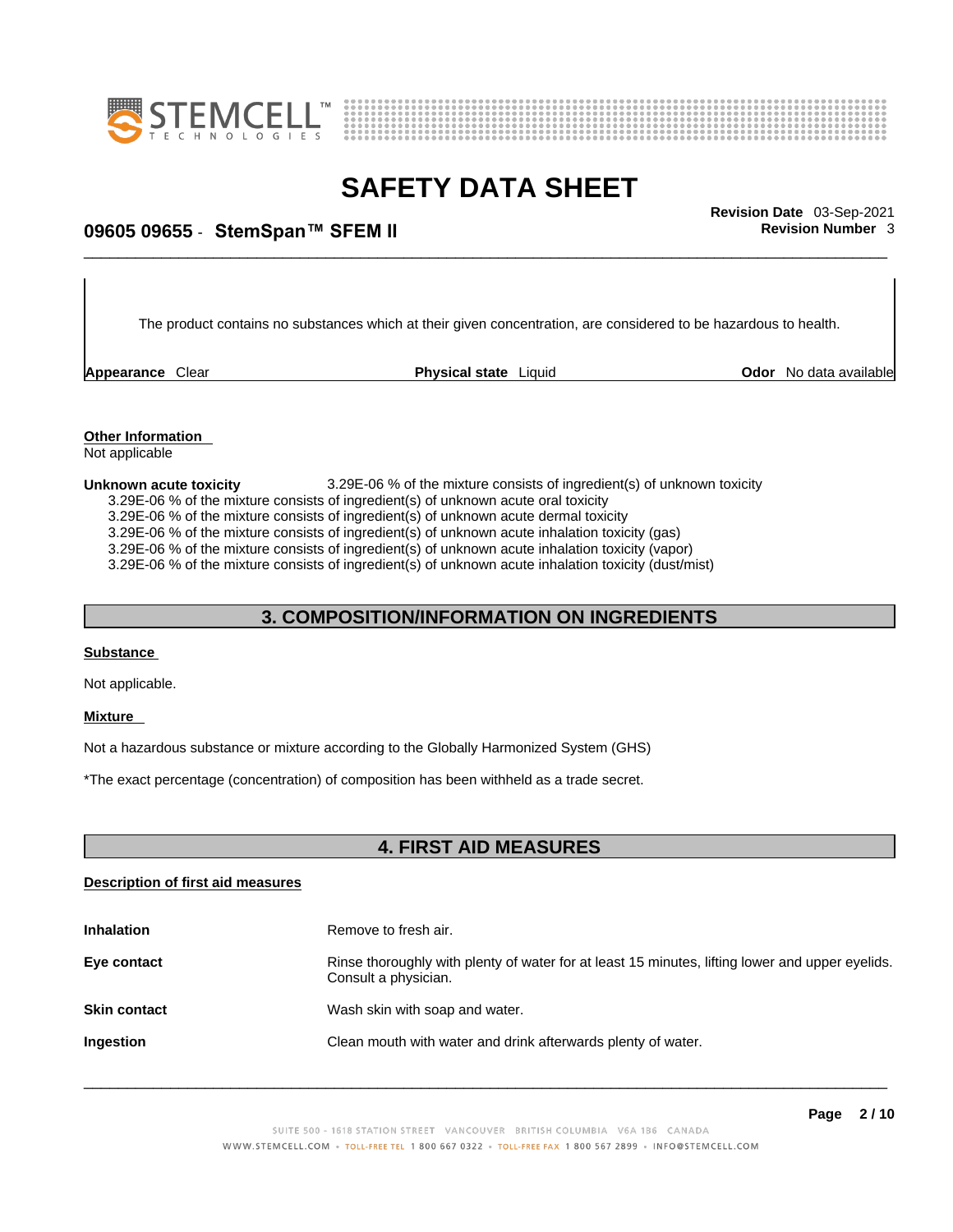The product contains no substances which at their given concentration, are considered to be hazardous to health.

**Appearance** Clear **Physical state** Liquid **Odor** No data available

**Other Information**
Not applicable

**Unknown acute toxicity** 3.29E-06 % of the mixture consists of ingredient(s) of unknown toxicity
3.29E-06 % of the mixture consists of ingredient(s) of unknown acute oral toxicity
3.29E-06 % of the mixture consists of ingredient(s) of unknown acute dermal toxicity
3.29E-06 % of the mixture consists of ingredient(s) of unknown acute inhalation toxicity (gas)
3.29E-06 % of the mixture consists of ingredient(s) of unknown acute inhalation toxicity (vapor)
3.29E-06 % of the mixture consists of ingredient(s) of unknown acute inhalation toxicity (dust/mist)

## 3. COMPOSITION/INFORMATION ON INGREDIENTS

**Substance**

Not applicable.

**Mixture**

Not a hazardous substance or mixture according to the Globally Harmonized System (GHS)

*The exact percentage (concentration) of composition has been withheld as a trade secret.

## 4. FIRST AID MEASURES

**Description of first aid measures**

**Inhalation** Remove to fresh air.

**Eye contact** Rinse thoroughly with plenty of water for at least 15 minutes, lifting lower and upper eyelids. Consult a physician.

**Skin contact** Wash skin with soap and water.

**Ingestion** Clean mouth with water and drink afterwards plenty of water.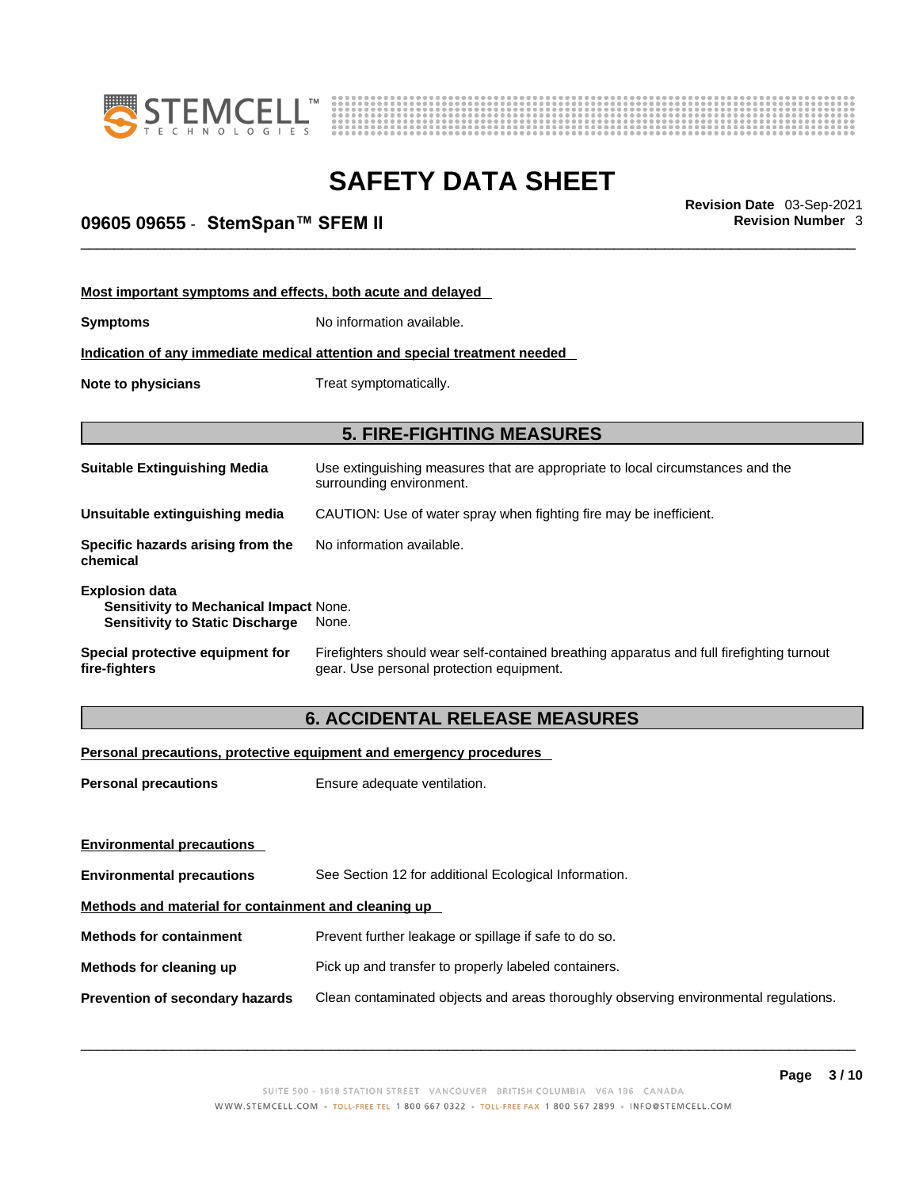**Most important symptoms and effects, both acute and delayed**

**Symptoms** No information available.

**Indication of any immediate medical attention and special treatment needed**

**Note to physicians** Treat symptomatically.

## 5. FIRE-FIGHTING MEASURES

**Suitable Extinguishing Media** Use extinguishing measures that are appropriate to local circumstances and the surrounding environment.

**Unsuitable extinguishing media** CAUTION: Use of water spray when fighting fire may be inefficient.

**Specific hazards arising from the chemical** No information available.

**Explosion data**
**Sensitivity to Mechanical Impact** None.
**Sensitivity to Static Discharge** None.

**Special protective equipment for fire-fighters** Firefighters should wear self-contained breathing apparatus and full firefighting turnout gear. Use personal protection equipment.

## 6. ACCIDENTAL RELEASE MEASURES

**Personal precautions, protective equipment and emergency procedures**

**Personal precautions** Ensure adequate ventilation.

**Environmental precautions**

**Environmental precautions** See Section 12 for additional Ecological Information.

**Methods and material for containment and cleaning up**

**Methods for containment** Prevent further leakage or spillage if safe to do so.

**Methods for cleaning up** Pick up and transfer to properly labeled containers.

**Prevention of secondary hazards** Clean contaminated objects and areas thoroughly observing environmental regulations.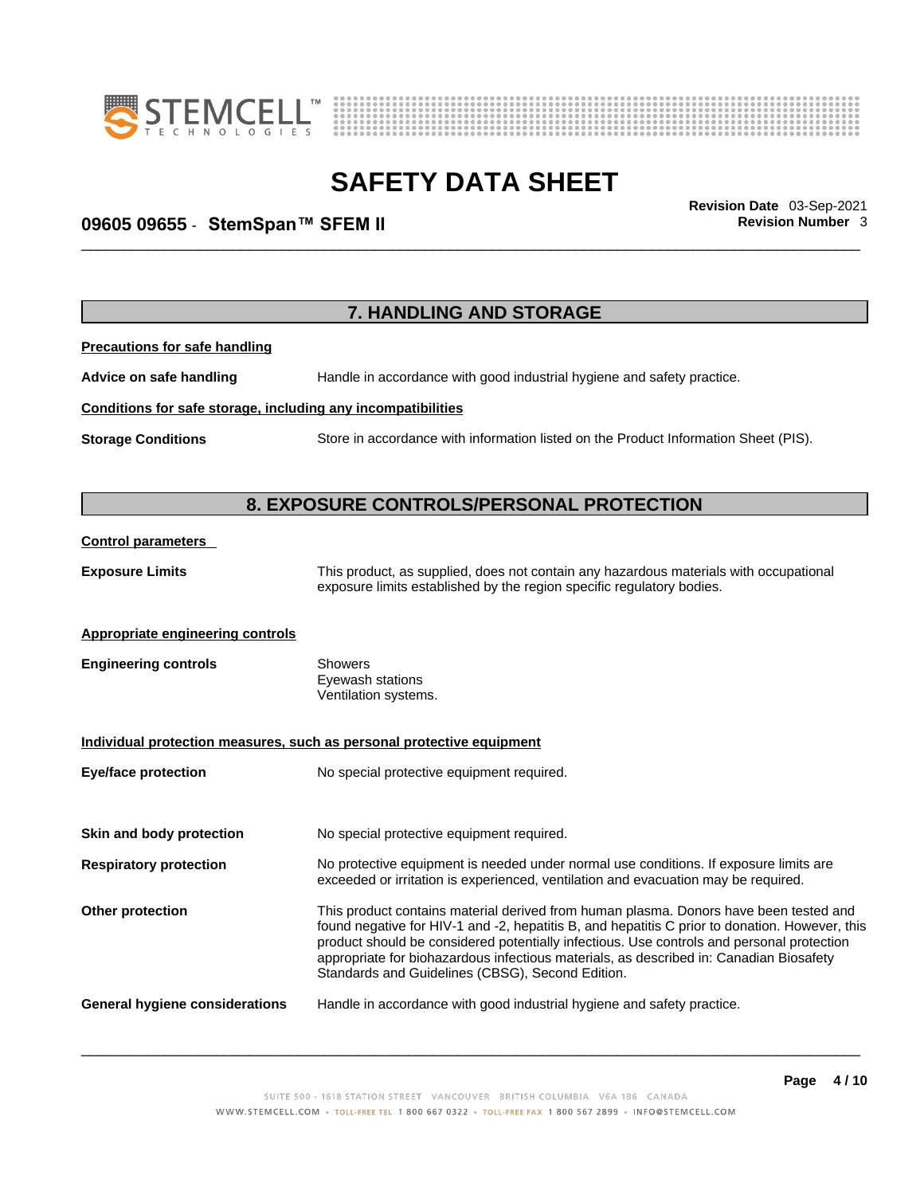## 7. HANDLING AND STORAGE

**Precautions for safe handling**

**Advice on safe handling** Handle in accordance with good industrial hygiene and safety practice.

**Conditions for safe storage, including any incompatibilities**

**Storage Conditions** Store in accordance with information listed on the Product Information Sheet (PIS).

## 8. EXPOSURE CONTROLS/PERSONAL PROTECTION

**Control parameters**

**Exposure Limits** This product, as supplied, does not contain any hazardous materials with occupational exposure limits established by the region specific regulatory bodies.

**Appropriate engineering controls**

**Engineering controls**
- Showers
- Eyewash stations
- Ventilation systems.

**Individual protection measures, such as personal protective equipment**

**Eye/face protection** No special protective equipment required.

**Skin and body protection** No special protective equipment required.

**Respiratory protection** No protective equipment is needed under normal use conditions. If exposure limits are exceeded or irritation is experienced, ventilation and evacuation may be required.

**Other protection** This product contains material derived from human plasma. Donors have been tested and found negative for HIV-1 and -2, hepatitis B, and hepatitis C prior to donation. However, this product should be considered potentially infectious. Use controls and personal protection appropriate for biohazardous infectious materials, as described in: Canadian Biosafety Standards and Guidelines (CBSG), Second Edition.

**General hygiene considerations** Handle in accordance with good industrial hygiene and safety practice.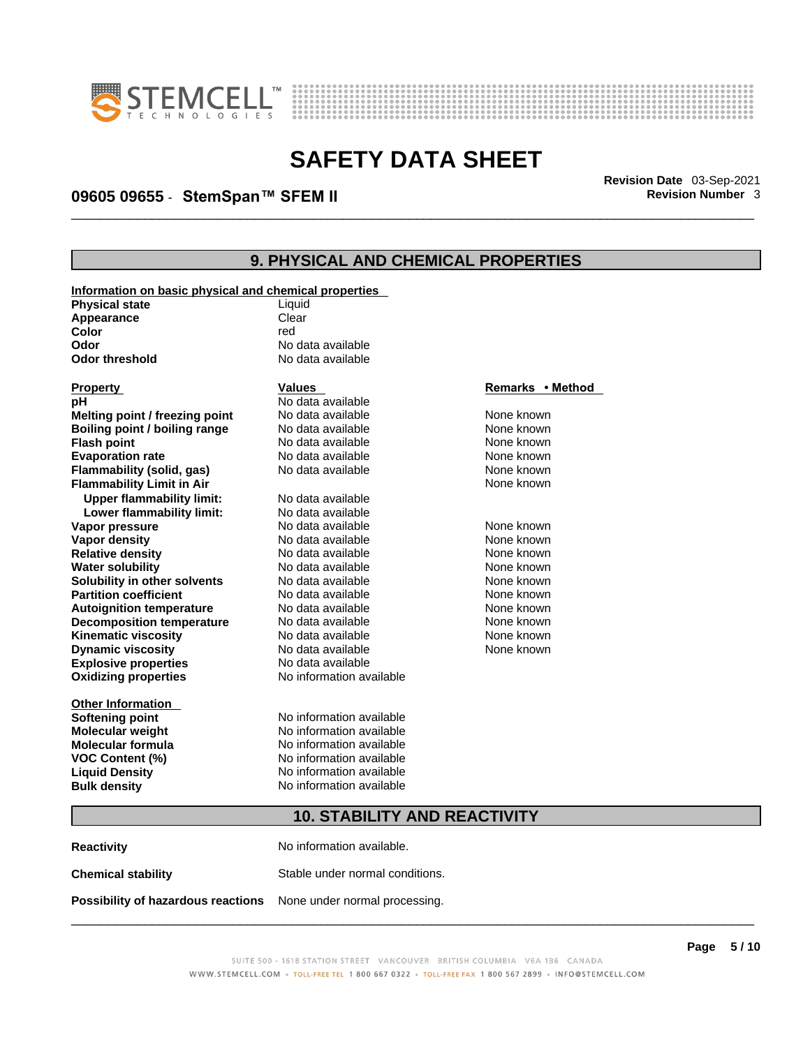## 9. PHYSICAL AND CHEMICAL PROPERTIES

**Information on basic physical and chemical properties**

| | |
|---|---|
| **Physical state** | Liquid |
| **Appearance** | Clear |
| **Color** | red |
| **Odor** | No data available |
| **Odor threshold** | No data available |

| Property | Values | Remarks • Method |
|---|---|---|
| **pH** | No data available | |
| **Melting point / freezing point** | No data available | None known |
| **Boiling point / boiling range** | No data available | None known |
| **Flash point** | No data available | None known |
| **Evaporation rate** | No data available | None known |
| **Flammability (solid, gas)** | No data available | None known |
| **Flammability Limit in Air** | | None known |
| **Upper flammability limit:** | No data available | |
| **Lower flammability limit:** | No data available | |
| **Vapor pressure** | No data available | None known |
| **Vapor density** | No data available | None known |
| **Relative density** | No data available | None known |
| **Water solubility** | No data available | None known |
| **Solubility in other solvents** | No data available | None known |
| **Partition coefficient** | No data available | None known |
| **Autoignition temperature** | No data available | None known |
| **Decomposition temperature** | No data available | None known |
| **Kinematic viscosity** | No data available | None known |
| **Dynamic viscosity** | No data available | None known |
| **Explosive properties** | No data available | |
| **Oxidizing properties** | No information available | |

**Other Information**

| | |
|---|---|
| **Softening point** | No information available |
| **Molecular weight** | No information available |
| **Molecular formula** | No information available |
| **VOC Content (%)** | No information available |
| **Liquid Density** | No information available |
| **Bulk density** | No information available |

## 10. STABILITY AND REACTIVITY

| | |
|---|---|
| **Reactivity** | No information available. |
| **Chemical stability** | Stable under normal conditions. |
| **Possibility of hazardous reactions** | None under normal processing. |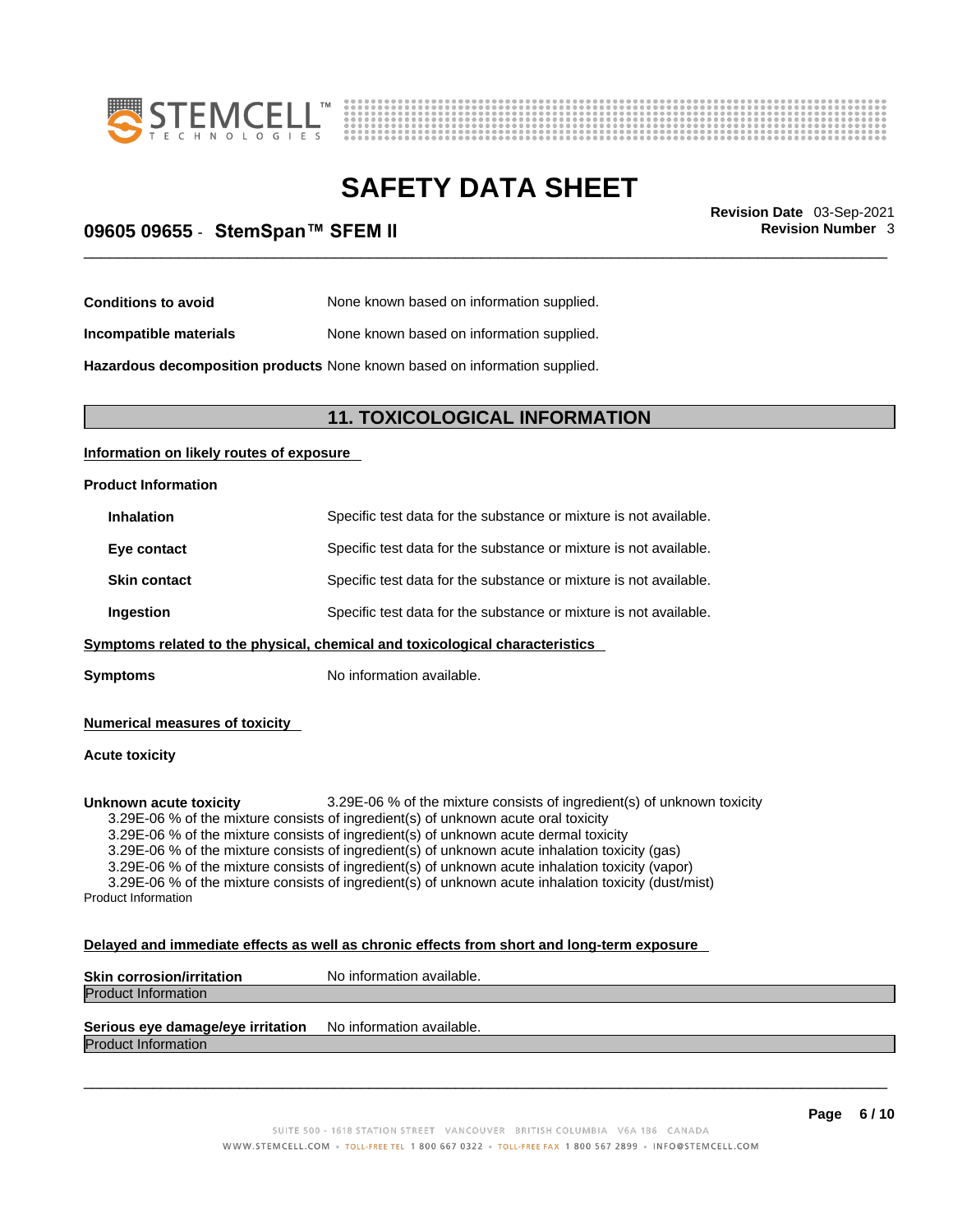| | |
|---|---|
| **Conditions to avoid** | None known based on information supplied. |
| **Incompatible materials** | None known based on information supplied. |
| **Hazardous decomposition products** | None known based on information supplied. |

## 11. TOXICOLOGICAL INFORMATION

**Information on likely routes of exposure**

**Product Information**

| | |
|---|---|
| **Inhalation** | Specific test data for the substance or mixture is not available. |
| **Eye contact** | Specific test data for the substance or mixture is not available. |
| **Skin contact** | Specific test data for the substance or mixture is not available. |
| **Ingestion** | Specific test data for the substance or mixture is not available. |

**Symptoms related to the physical, chemical and toxicological characteristics**

**Symptoms** No information available.

**Numerical measures of toxicity**

**Acute toxicity**

**Unknown acute toxicity** 3.29E-06 % of the mixture consists of ingredient(s) of unknown toxicity

3.29E-06 % of the mixture consists of ingredient(s) of unknown acute oral toxicity
3.29E-06 % of the mixture consists of ingredient(s) of unknown acute dermal toxicity
3.29E-06 % of the mixture consists of ingredient(s) of unknown acute inhalation toxicity (gas)
3.29E-06 % of the mixture consists of ingredient(s) of unknown acute inhalation toxicity (vapor)
3.29E-06 % of the mixture consists of ingredient(s) of unknown acute inhalation toxicity (dust/mist)

Product Information

**Delayed and immediate effects as well as chronic effects from short and long-term exposure**

**Skin corrosion/irritation** No information available.

Product Information

**Serious eye damage/eye irritation** No information available.

Product Information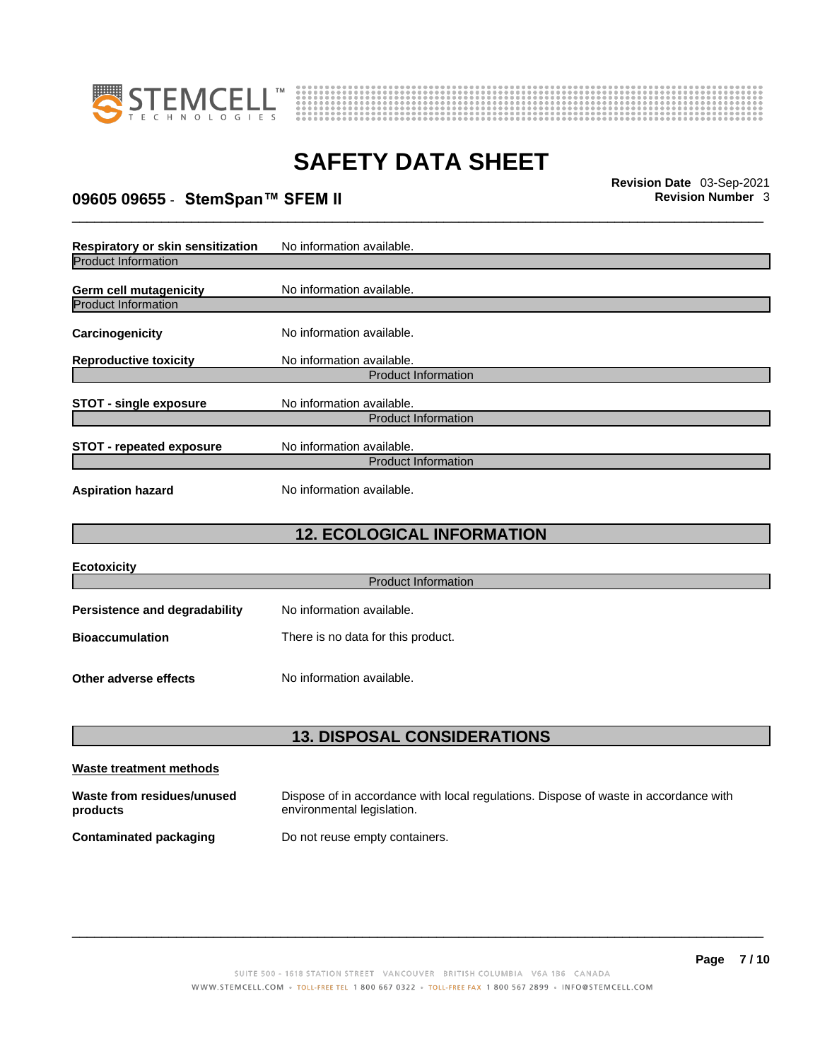**Respiratory or skin sensitization** No information available.

Product Information

**Germ cell mutagenicity** No information available.

Product Information

**Carcinogenicity** No information available.

**Reproductive toxicity** No information available.

Product Information

**STOT - single exposure** No information available.

Product Information

**STOT - repeated exposure** No information available.

Product Information

**Aspiration hazard** No information available.

## 12. ECOLOGICAL INFORMATION

**Ecotoxicity**

Product Information

**Persistence and degradability** No information available.

**Bioaccumulation** There is no data for this product.

**Other adverse effects** No information available.

## 13. DISPOSAL CONSIDERATIONS

**Waste treatment methods**

**Waste from residues/unused products** Dispose of in accordance with local regulations. Dispose of waste in accordance with environmental legislation.

**Contaminated packaging** Do not reuse empty containers.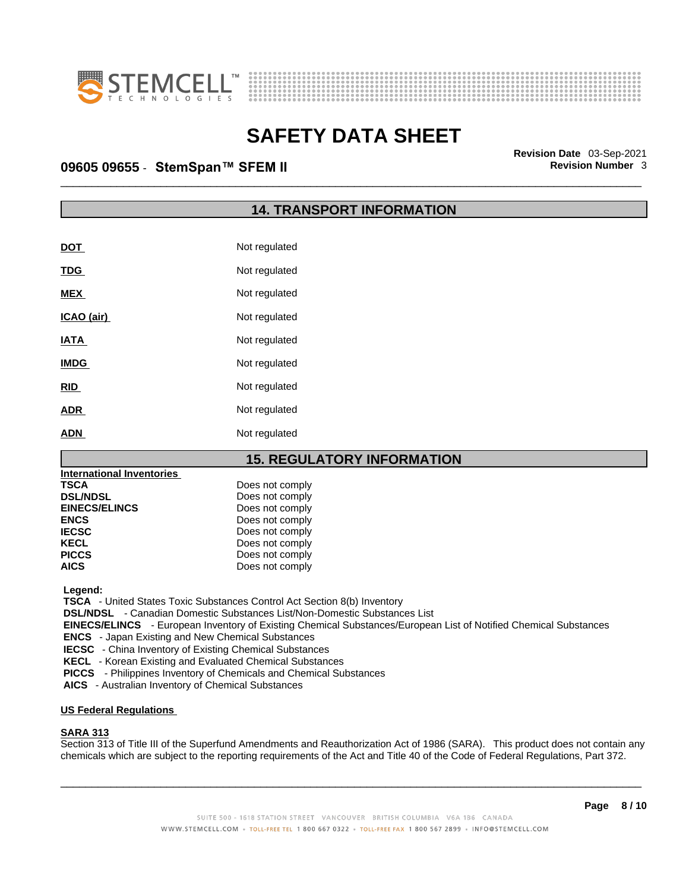## 14. TRANSPORT INFORMATION

| | |
|---|---|
| **DOT** | Not regulated |
| **TDG** | Not regulated |
| **MEX** | Not regulated |
| **ICAO (air)** | Not regulated |
| **IATA** | Not regulated |
| **IMDG** | Not regulated |
| **RID** | Not regulated |
| **ADR** | Not regulated |
| **ADN** | Not regulated |

## 15. REGULATORY INFORMATION

**International Inventories**

| | |
|---|---|
| **TSCA** | Does not comply |
| **DSL/NDSL** | Does not comply |
| **EINECS/ELINCS** | Does not comply |
| **ENCS** | Does not comply |
| **IECSC** | Does not comply |
| **KECL** | Does not comply |
| **PICCS** | Does not comply |
| **AICS** | Does not comply |

**Legend:**

**TSCA** - United States Toxic Substances Control Act Section 8(b) Inventory
**DSL/NDSL** - Canadian Domestic Substances List/Non-Domestic Substances List
**EINECS/ELINCS** - European Inventory of Existing Chemical Substances/European List of Notified Chemical Substances
**ENCS** - Japan Existing and New Chemical Substances
**IECSC** - China Inventory of Existing Chemical Substances
**KECL** - Korean Existing and Evaluated Chemical Substances
**PICCS** - Philippines Inventory of Chemicals and Chemical Substances
**AICS** - Australian Inventory of Chemical Substances

**US Federal Regulations**

**SARA 313**

Section 313 of Title III of the Superfund Amendments and Reauthorization Act of 1986 (SARA). This product does not contain any chemicals which are subject to the reporting requirements of the Act and Title 40 of the Code of Federal Regulations, Part 372.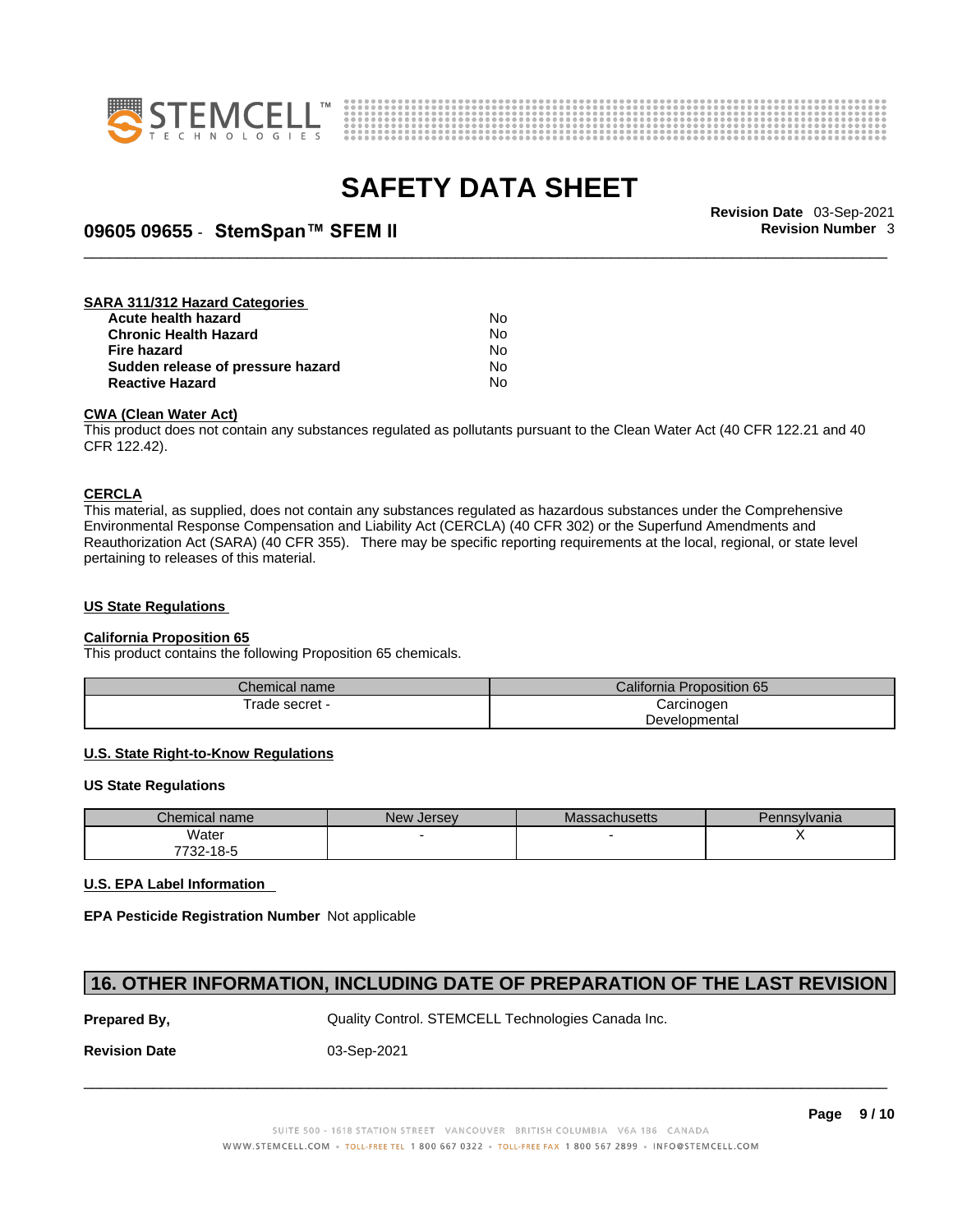#### SARA 311/312 Hazard Categories

| | |
|---|---|
| **Acute health hazard** | No |
| **Chronic Health Hazard** | No |
| **Fire hazard** | No |
| **Sudden release of pressure hazard** | No |
| **Reactive Hazard** | No |

#### CWA (Clean Water Act)

This product does not contain any substances regulated as pollutants pursuant to the Clean Water Act (40 CFR 122.21 and 40 CFR 122.42).

#### CERCLA

This material, as supplied, does not contain any substances regulated as hazardous substances under the Comprehensive Environmental Response Compensation and Liability Act (CERCLA) (40 CFR 302) or the Superfund Amendments and Reauthorization Act (SARA) (40 CFR 355). There may be specific reporting requirements at the local, regional, or state level pertaining to releases of this material.

#### US State Regulations

#### California Proposition 65

This product contains the following Proposition 65 chemicals.

| Chemical name | California Proposition 65 |
|---|---|
| Trade secret - | Carcinogen<br>Developmental |

#### U.S. State Right-to-Know Regulations

**US State Regulations**

| Chemical name | New Jersey | Massachusetts | Pennsylvania |
|---|---|---|---|
| Water<br>7732-18-5 | - | - | X |

#### U.S. EPA Label Information

**EPA Pesticide Registration Number** Not applicable

## 16. OTHER INFORMATION, INCLUDING DATE OF PREPARATION OF THE LAST REVISION

| | |
|---|---|
| **Prepared By,** | Quality Control. STEMCELL Technologies Canada Inc. |
| **Revision Date** | 03-Sep-2021 |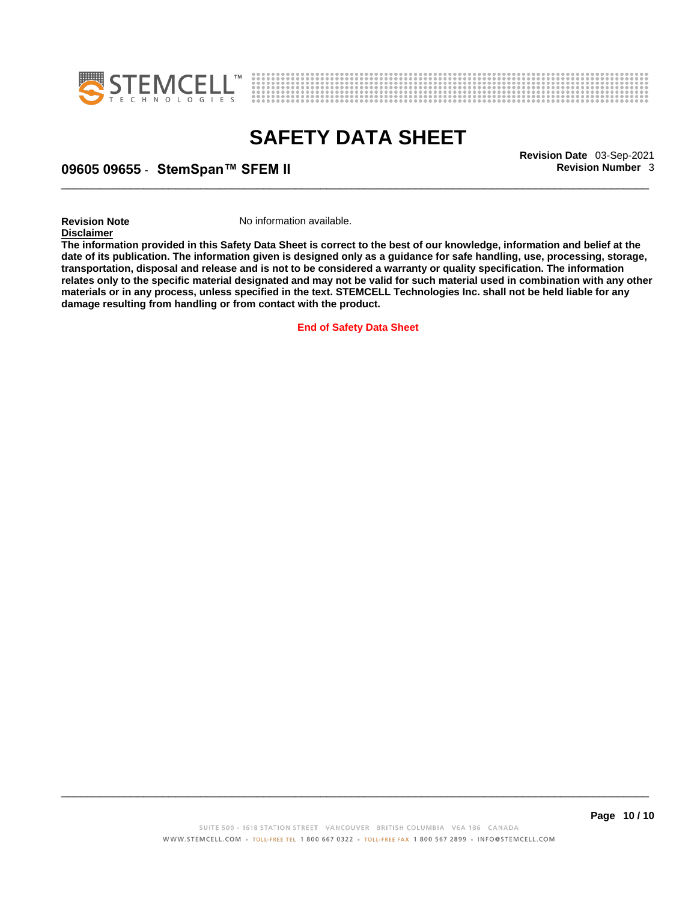**Revision Note** No information available.

**Disclaimer**

**The information provided in this Safety Data Sheet is correct to the best of our knowledge, information and belief at the date of its publication. The information given is designed only as a guidance for safe handling, use, processing, storage, transportation, disposal and release and is not to be considered a warranty or quality specification. The information relates only to the specific material designated and may not be valid for such material used in combination with any other materials or in any process, unless specified in the text. STEMCELL Technologies Inc. shall not be held liable for any damage resulting from handling or from contact with the product.**

**End of Safety Data Sheet**